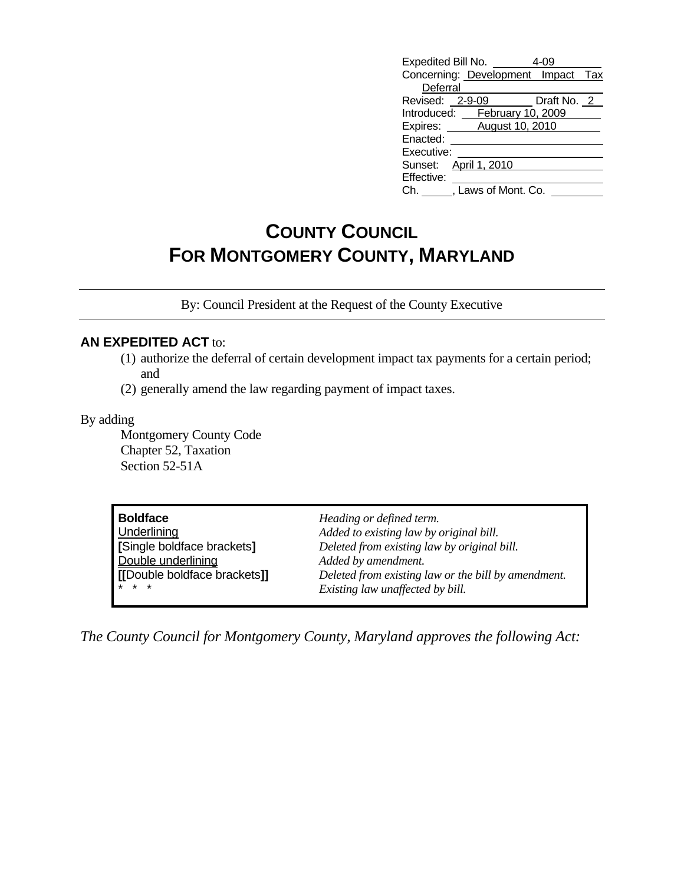| | |
|---|---|
| Expedited Bill No. | 4-09 |
| Concerning: | Development Impact Tax Deferral |
| Revised: | 2-9-09 Draft No. 2 |
| Introduced: | February 10, 2009 |
| Expires: | August 10, 2010 |
| Enacted: | |
| Executive: | |
| Sunset: | April 1, 2010 |
| Effective: | |
| Ch. ____, Laws of Mont. Co. | |

# COUNTY COUNCIL
# FOR MONTGOMERY COUNTY, MARYLAND

By: Council President at the Request of the County Executive

**AN EXPEDITED ACT** to:

(1) authorize the deferral of certain development impact tax payments for a certain period; and
(2) generally amend the law regarding payment of impact taxes.

By adding
Montgomery County Code
Chapter 52, Taxation
Section 52-51A

| | |
|---|---|
| **Boldface** | *Heading or defined term.* |
| Underlining | *Added to existing law by original bill.* |
| **[**Single boldface brackets**]** | *Deleted from existing law by original bill.* |
| Double underlining | *Added by amendment.* |
| **[[**Double boldface brackets**]]** | *Deleted from existing law or the bill by amendment.* |
| * * * | *Existing law unaffected by bill.* |

*The County Council for Montgomery County, Maryland approves the following Act:*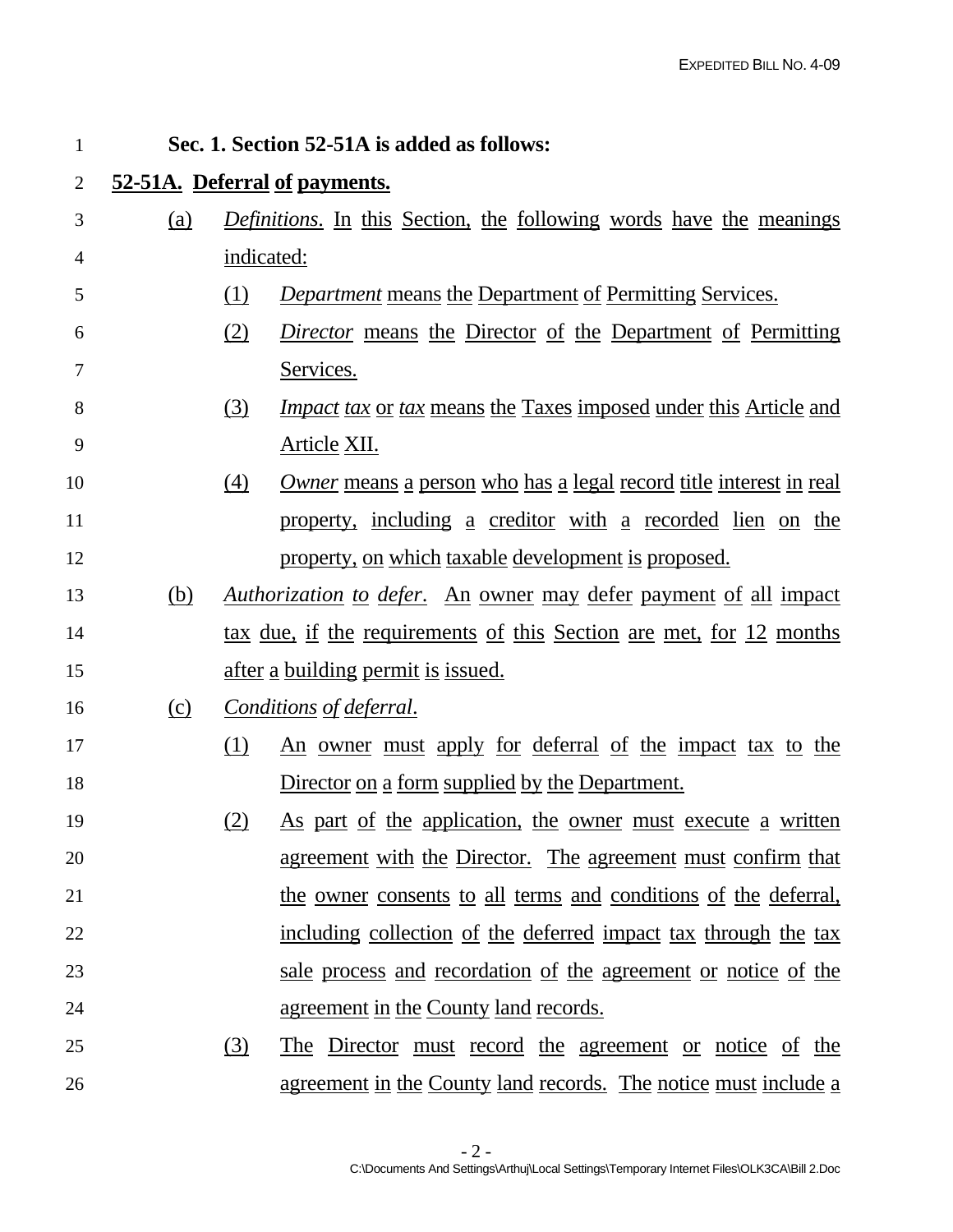**Sec. 1. Section 52-51A is added as follows:**

**52-51A. Deferral of payments.**

(a) *Definitions*. In this Section, the following words have the meanings indicated:

(1) *Department* means the Department of Permitting Services.

(2) *Director* means the Director of the Department of Permitting Services.

(3) *Impact tax* or *tax* means the Taxes imposed under this Article and Article XII.

(4) *Owner* means a person who has a legal record title interest in real property, including a creditor with a recorded lien on the property, on which taxable development is proposed.

(b) *Authorization to defer*. An owner may defer payment of all impact tax due, if the requirements of this Section are met, for 12 months after a building permit is issued.

(c) *Conditions of deferral*.

(1) An owner must apply for deferral of the impact tax to the Director on a form supplied by the Department.

(2) As part of the application, the owner must execute a written agreement with the Director. The agreement must confirm that the owner consents to all terms and conditions of the deferral, including collection of the deferred impact tax through the tax sale process and recordation of the agreement or notice of the agreement in the County land records.

(3) The Director must record the agreement or notice of the agreement in the County land records. The notice must include a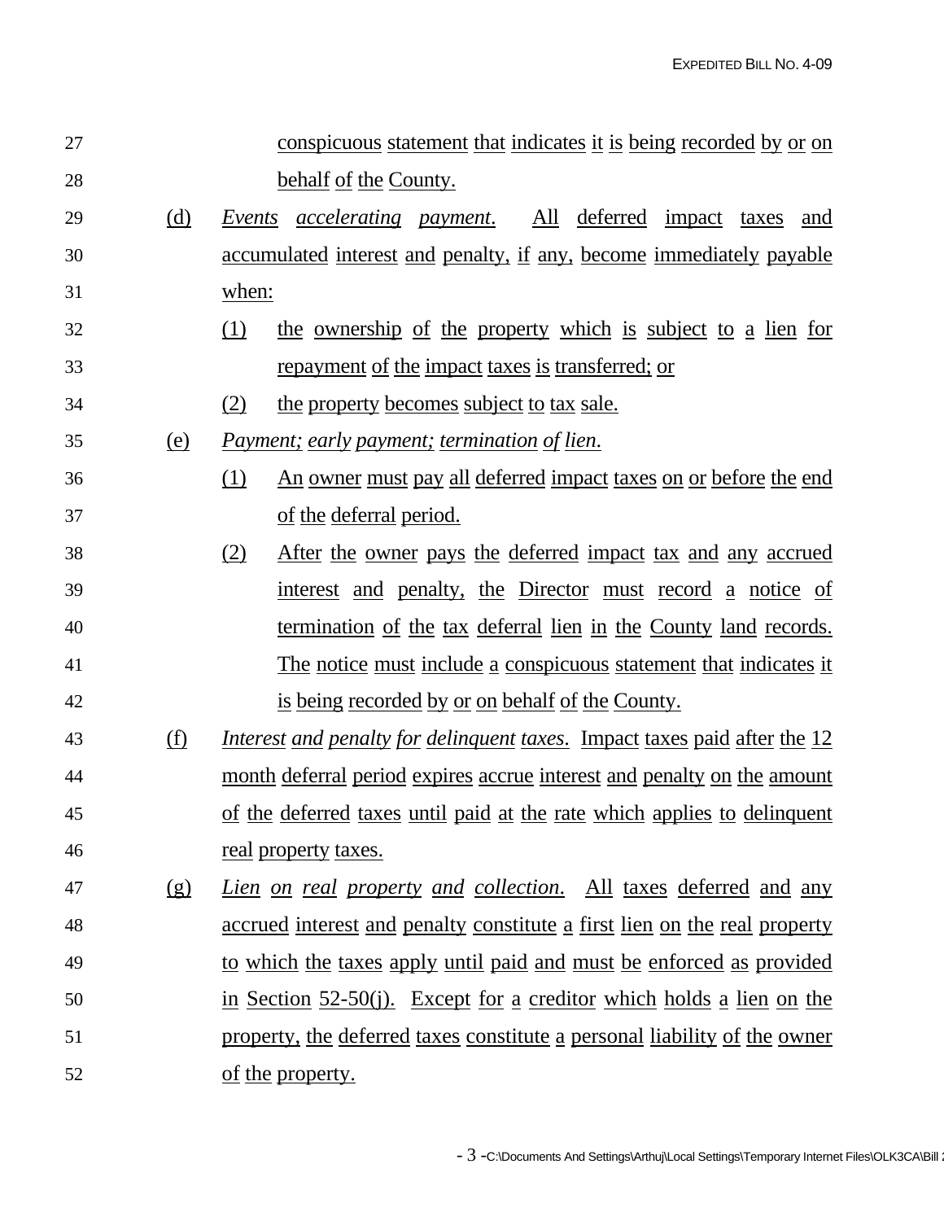conspicuous statement that indicates it is being recorded by or on behalf of the County.

(d) *Events accelerating payment.* All deferred impact taxes and accumulated interest and penalty, if any, become immediately payable when:

(1) the ownership of the property which is subject to a lien for repayment of the impact taxes is transferred; or

(2) the property becomes subject to tax sale.

(e) *Payment; early payment; termination of lien.*

(1) An owner must pay all deferred impact taxes on or before the end of the deferral period.

(2) After the owner pays the deferred impact tax and any accrued interest and penalty, the Director must record a notice of termination of the tax deferral lien in the County land records. The notice must include a conspicuous statement that indicates it is being recorded by or on behalf of the County.

(f) *Interest and penalty for delinquent taxes.* Impact taxes paid after the 12 month deferral period expires accrue interest and penalty on the amount of the deferred taxes until paid at the rate which applies to delinquent real property taxes.

(g) *Lien on real property and collection.* All taxes deferred and any accrued interest and penalty constitute a first lien on the real property to which the taxes apply until paid and must be enforced as provided in Section 52-50(j). Except for a creditor which holds a lien on the property, the deferred taxes constitute a personal liability of the owner of the property.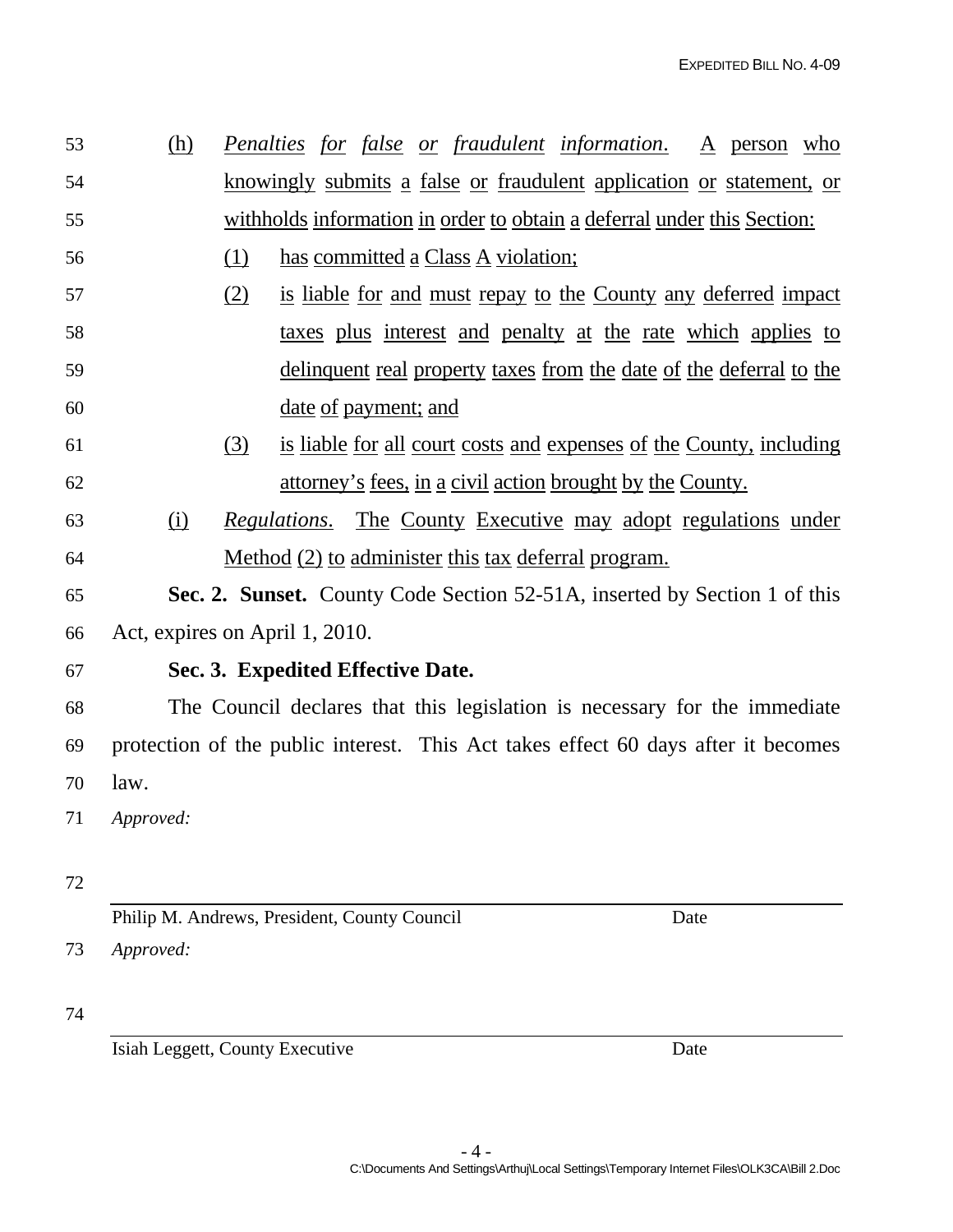(h) *Penalties for false or fraudulent information*. A person who knowingly submits a false or fraudulent application or statement, or withholds information in order to obtain a deferral under this Section:

(1) has committed a Class A violation;

(2) is liable for and must repay to the County any deferred impact taxes plus interest and penalty at the rate which applies to delinquent real property taxes from the date of the deferral to the date of payment; and

(3) is liable for all court costs and expenses of the County, including attorney's fees, in a civil action brought by the County.

(i) *Regulations*. The County Executive may adopt regulations under Method (2) to administer this tax deferral program.

**Sec. 2. Sunset.** County Code Section 52-51A, inserted by Section 1 of this Act, expires on April 1, 2010.

**Sec. 3. Expedited Effective Date.**

The Council declares that this legislation is necessary for the immediate protection of the public interest. This Act takes effect 60 days after it becomes law.

*Approved:*

______________________________________________

Philip M. Andrews, President, County Council Date

*Approved:*

______________________________________________

Isiah Leggett, County Executive Date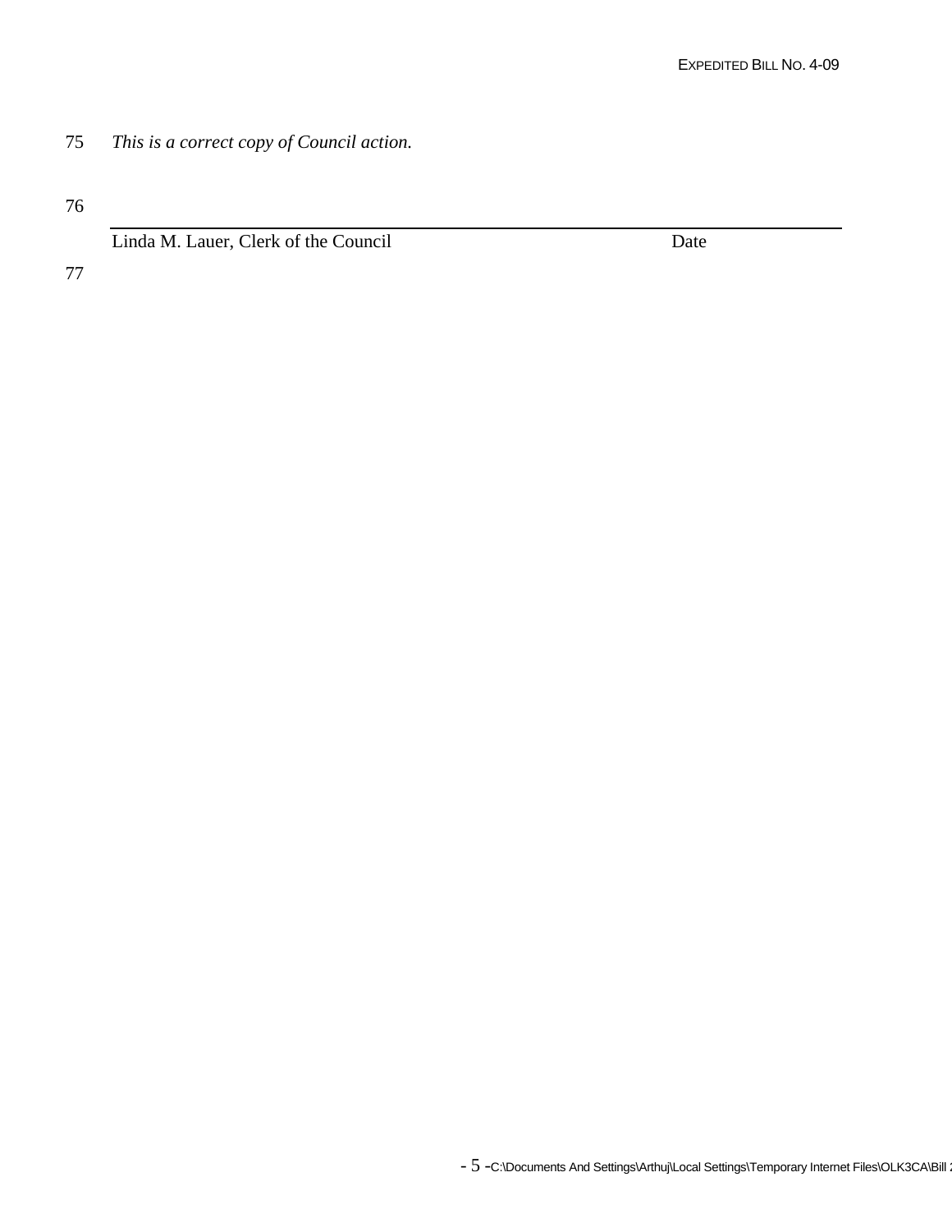75 *This is a correct copy of Council action.*

76

Linda M. Lauer, Clerk of the Council                                        Date

77